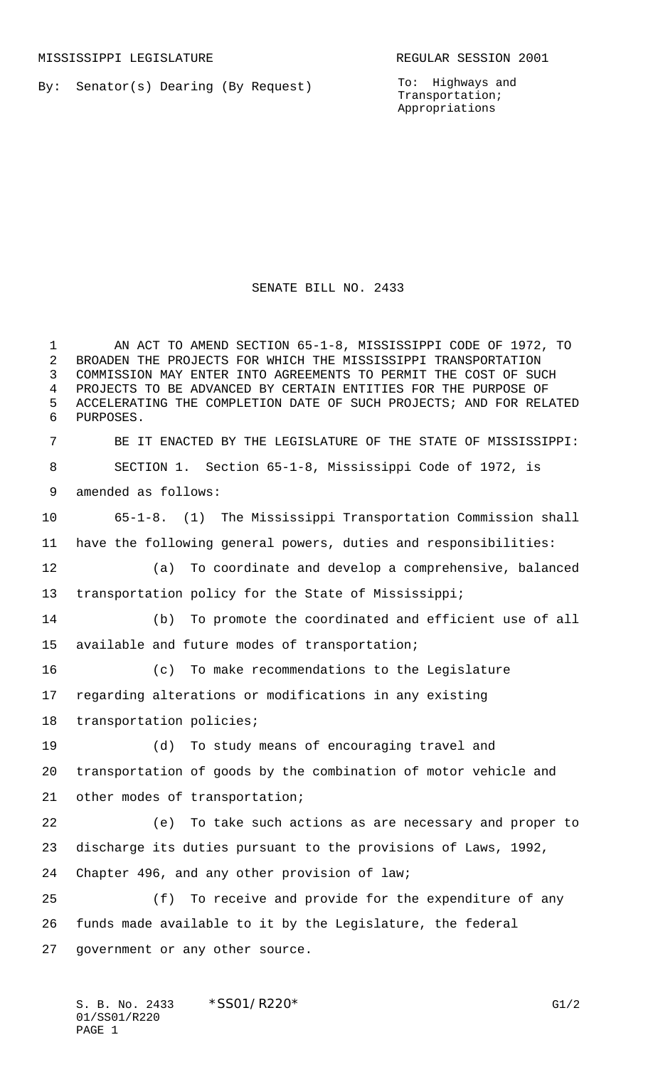MISSISSIPPI LEGISLATURE REGULAR SESSION 2001

By: Senator(s) Dearing (By Request)

To: Highways and Transportation; Appropriations

# SENATE BILL NO. 2433

AN ACT TO AMEND SECTION 65-1-8, MISSISSIPPI CODE OF 1972, TO BROADEN THE PROJECTS FOR WHICH THE MISSISSIPPI TRANSPORTATION COMMISSION MAY ENTER INTO AGREEMENTS TO PERMIT THE COST OF SUCH PROJECTS TO BE ADVANCED BY CERTAIN ENTITIES FOR THE PURPOSE OF ACCELERATING THE COMPLETION DATE OF SUCH PROJECTS; AND FOR RELATED PURPOSES.

BE IT ENACTED BY THE LEGISLATURE OF THE STATE OF MISSISSIPPI:

SECTION 1. Section 65-1-8, Mississippi Code of 1972, is amended as follows:

65-1-8. (1) The Mississippi Transportation Commission shall have the following general powers, duties and responsibilities:

(a) To coordinate and develop a comprehensive, balanced transportation policy for the State of Mississippi;

(b) To promote the coordinated and efficient use of all available and future modes of transportation;

(c) To make recommendations to the Legislature regarding alterations or modifications in any existing transportation policies;

(d) To study means of encouraging travel and transportation of goods by the combination of motor vehicle and other modes of transportation;

(e) To take such actions as are necessary and proper to discharge its duties pursuant to the provisions of Laws, 1992, Chapter 496, and any other provision of law;

(f) To receive and provide for the expenditure of any funds made available to it by the Legislature, the federal government or any other source.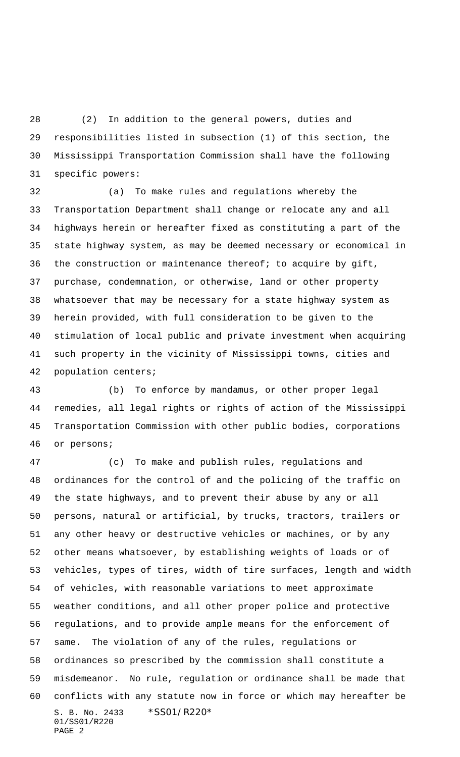(2) In addition to the general powers, duties and responsibilities listed in subsection (1) of this section, the Mississippi Transportation Commission shall have the following specific powers:

(a) To make rules and regulations whereby the Transportation Department shall change or relocate any and all highways herein or hereafter fixed as constituting a part of the state highway system, as may be deemed necessary or economical in the construction or maintenance thereof; to acquire by gift, purchase, condemnation, or otherwise, land or other property whatsoever that may be necessary for a state highway system as herein provided, with full consideration to be given to the stimulation of local public and private investment when acquiring such property in the vicinity of Mississippi towns, cities and population centers;

(b) To enforce by mandamus, or other proper legal remedies, all legal rights or rights of action of the Mississippi Transportation Commission with other public bodies, corporations or persons;

(c) To make and publish rules, regulations and ordinances for the control of and the policing of the traffic on the state highways, and to prevent their abuse by any or all persons, natural or artificial, by trucks, tractors, trailers or any other heavy or destructive vehicles or machines, or by any other means whatsoever, by establishing weights of loads or of vehicles, types of tires, width of tire surfaces, length and width of vehicles, with reasonable variations to meet approximate weather conditions, and all other proper police and protective regulations, and to provide ample means for the enforcement of same. The violation of any of the rules, regulations or ordinances so prescribed by the commission shall constitute a misdemeanor. No rule, regulation or ordinance shall be made that conflicts with any statute now in force or which may hereafter be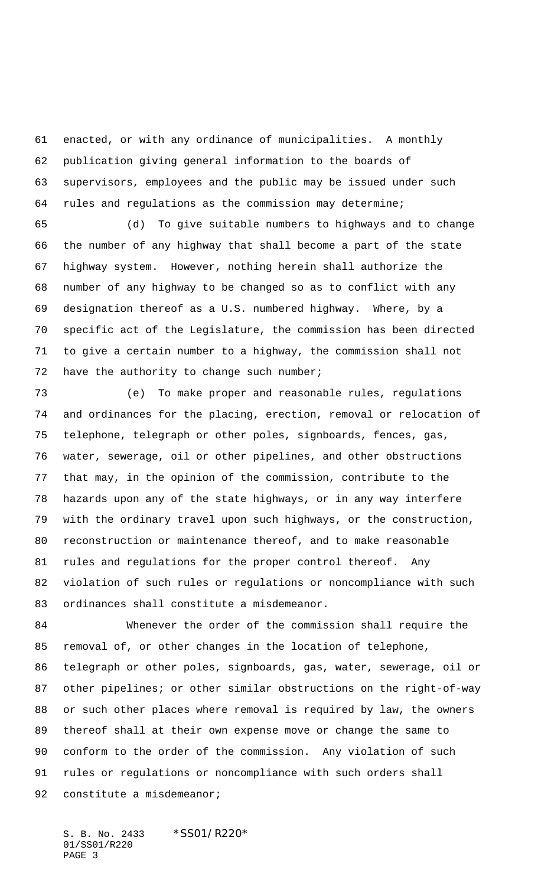enacted, or with any ordinance of municipalities. A monthly publication giving general information to the boards of supervisors, employees and the public may be issued under such rules and regulations as the commission may determine;

(d) To give suitable numbers to highways and to change the number of any highway that shall become a part of the state highway system. However, nothing herein shall authorize the number of any highway to be changed so as to conflict with any designation thereof as a U.S. numbered highway. Where, by a specific act of the Legislature, the commission has been directed to give a certain number to a highway, the commission shall not have the authority to change such number;

(e) To make proper and reasonable rules, regulations and ordinances for the placing, erection, removal or relocation of telephone, telegraph or other poles, signboards, fences, gas, water, sewerage, oil or other pipelines, and other obstructions that may, in the opinion of the commission, contribute to the hazards upon any of the state highways, or in any way interfere with the ordinary travel upon such highways, or the construction, reconstruction or maintenance thereof, and to make reasonable rules and regulations for the proper control thereof. Any violation of such rules or regulations or noncompliance with such ordinances shall constitute a misdemeanor.

Whenever the order of the commission shall require the removal of, or other changes in the location of telephone, telegraph or other poles, signboards, gas, water, sewerage, oil or other pipelines; or other similar obstructions on the right-of-way or such other places where removal is required by law, the owners thereof shall at their own expense move or change the same to conform to the order of the commission. Any violation of such rules or regulations or noncompliance with such orders shall constitute a misdemeanor;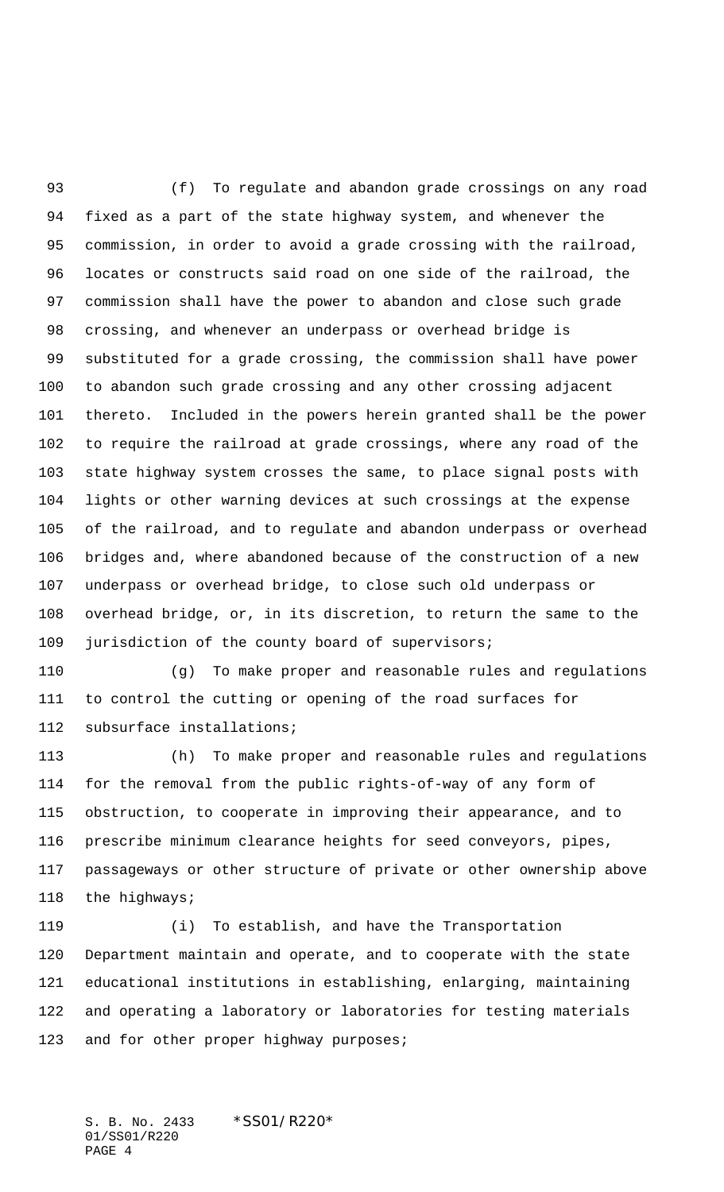(f) To regulate and abandon grade crossings on any road fixed as a part of the state highway system, and whenever the commission, in order to avoid a grade crossing with the railroad, locates or constructs said road on one side of the railroad, the commission shall have the power to abandon and close such grade crossing, and whenever an underpass or overhead bridge is substituted for a grade crossing, the commission shall have power to abandon such grade crossing and any other crossing adjacent thereto. Included in the powers herein granted shall be the power to require the railroad at grade crossings, where any road of the state highway system crosses the same, to place signal posts with lights or other warning devices at such crossings at the expense of the railroad, and to regulate and abandon underpass or overhead bridges and, where abandoned because of the construction of a new underpass or overhead bridge, to close such old underpass or overhead bridge, or, in its discretion, to return the same to the jurisdiction of the county board of supervisors;

(g) To make proper and reasonable rules and regulations to control the cutting or opening of the road surfaces for subsurface installations;

(h) To make proper and reasonable rules and regulations for the removal from the public rights-of-way of any form of obstruction, to cooperate in improving their appearance, and to prescribe minimum clearance heights for seed conveyors, pipes, passageways or other structure of private or other ownership above the highways;

(i) To establish, and have the Transportation Department maintain and operate, and to cooperate with the state educational institutions in establishing, enlarging, maintaining and operating a laboratory or laboratories for testing materials and for other proper highway purposes;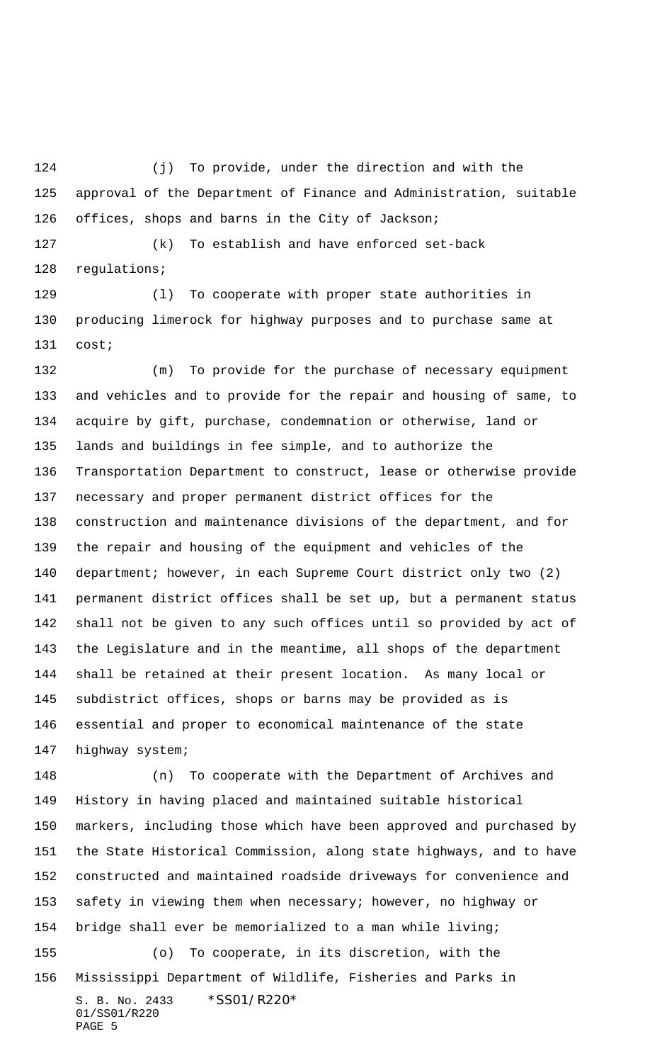(j) To provide, under the direction and with the approval of the Department of Finance and Administration, suitable offices, shops and barns in the City of Jackson;

(k) To establish and have enforced set-back regulations;

(l) To cooperate with proper state authorities in producing limerock for highway purposes and to purchase same at cost;

(m) To provide for the purchase of necessary equipment and vehicles and to provide for the repair and housing of same, to acquire by gift, purchase, condemnation or otherwise, land or lands and buildings in fee simple, and to authorize the Transportation Department to construct, lease or otherwise provide necessary and proper permanent district offices for the construction and maintenance divisions of the department, and for the repair and housing of the equipment and vehicles of the department; however, in each Supreme Court district only two (2) permanent district offices shall be set up, but a permanent status shall not be given to any such offices until so provided by act of the Legislature and in the meantime, all shops of the department shall be retained at their present location. As many local or subdistrict offices, shops or barns may be provided as is essential and proper to economical maintenance of the state highway system;

(n) To cooperate with the Department of Archives and History in having placed and maintained suitable historical markers, including those which have been approved and purchased by the State Historical Commission, along state highways, and to have constructed and maintained roadside driveways for convenience and safety in viewing them when necessary; however, no highway or bridge shall ever be memorialized to a man while living;

(o) To cooperate, in its discretion, with the Mississippi Department of Wildlife, Fisheries and Parks in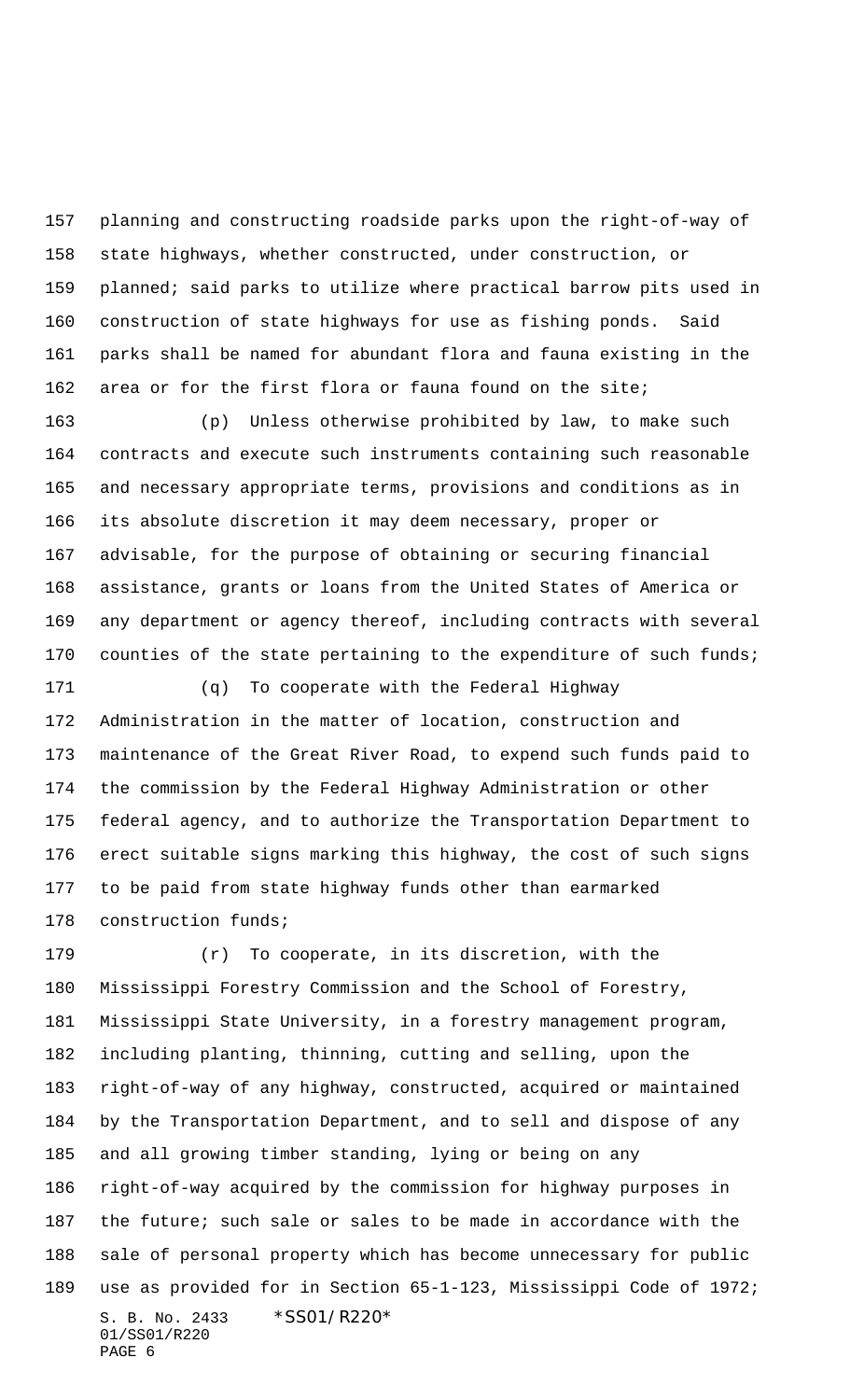planning and constructing roadside parks upon the right-of-way of state highways, whether constructed, under construction, or planned; said parks to utilize where practical barrow pits used in construction of state highways for use as fishing ponds. Said parks shall be named for abundant flora and fauna existing in the area or for the first flora or fauna found on the site;

(p) Unless otherwise prohibited by law, to make such contracts and execute such instruments containing such reasonable and necessary appropriate terms, provisions and conditions as in its absolute discretion it may deem necessary, proper or advisable, for the purpose of obtaining or securing financial assistance, grants or loans from the United States of America or any department or agency thereof, including contracts with several counties of the state pertaining to the expenditure of such funds;

(q) To cooperate with the Federal Highway Administration in the matter of location, construction and maintenance of the Great River Road, to expend such funds paid to the commission by the Federal Highway Administration or other federal agency, and to authorize the Transportation Department to erect suitable signs marking this highway, the cost of such signs to be paid from state highway funds other than earmarked construction funds;

(r) To cooperate, in its discretion, with the Mississippi Forestry Commission and the School of Forestry, Mississippi State University, in a forestry management program, including planting, thinning, cutting and selling, upon the right-of-way of any highway, constructed, acquired or maintained by the Transportation Department, and to sell and dispose of any and all growing timber standing, lying or being on any right-of-way acquired by the commission for highway purposes in the future; such sale or sales to be made in accordance with the sale of personal property which has become unnecessary for public use as provided for in Section 65-1-123, Mississippi Code of 1972;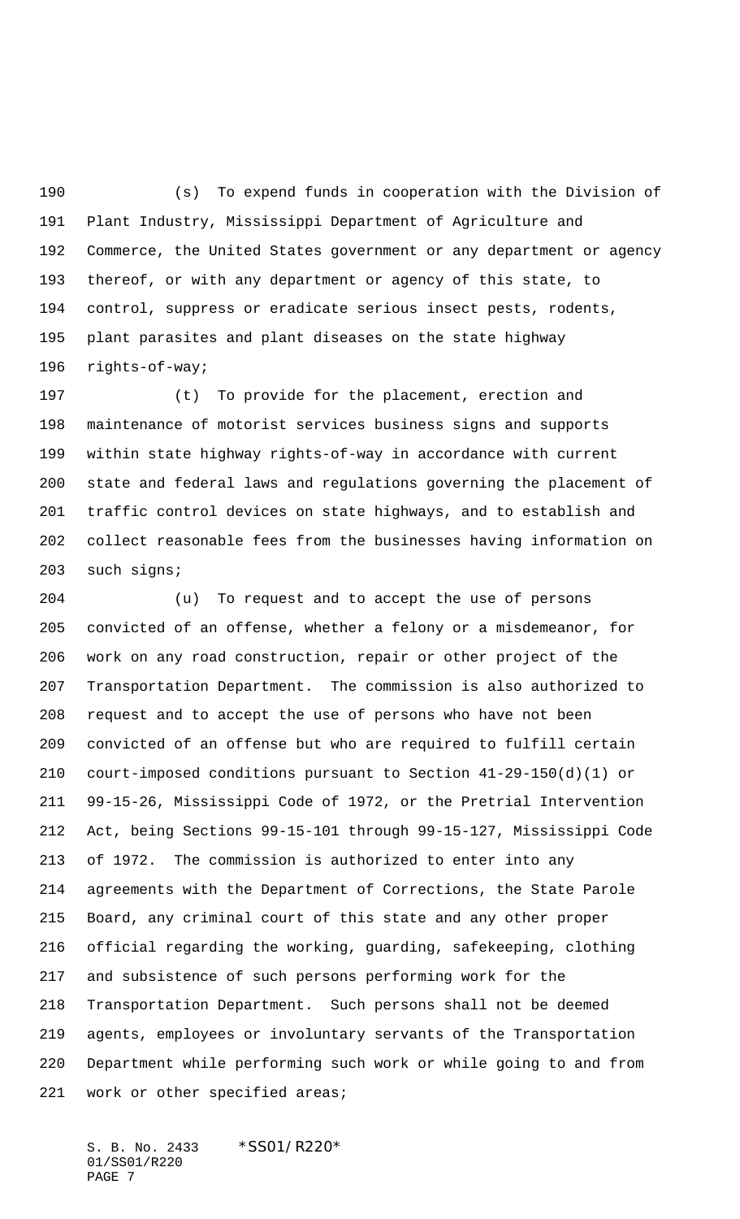(s) To expend funds in cooperation with the Division of Plant Industry, Mississippi Department of Agriculture and Commerce, the United States government or any department or agency thereof, or with any department or agency of this state, to control, suppress or eradicate serious insect pests, rodents, plant parasites and plant diseases on the state highway rights-of-way;

(t) To provide for the placement, erection and maintenance of motorist services business signs and supports within state highway rights-of-way in accordance with current state and federal laws and regulations governing the placement of traffic control devices on state highways, and to establish and collect reasonable fees from the businesses having information on such signs;

(u) To request and to accept the use of persons convicted of an offense, whether a felony or a misdemeanor, for work on any road construction, repair or other project of the Transportation Department. The commission is also authorized to request and to accept the use of persons who have not been convicted of an offense but who are required to fulfill certain court-imposed conditions pursuant to Section 41-29-150(d)(1) or 99-15-26, Mississippi Code of 1972, or the Pretrial Intervention Act, being Sections 99-15-101 through 99-15-127, Mississippi Code of 1972. The commission is authorized to enter into any agreements with the Department of Corrections, the State Parole Board, any criminal court of this state and any other proper official regarding the working, guarding, safekeeping, clothing and subsistence of such persons performing work for the Transportation Department. Such persons shall not be deemed agents, employees or involuntary servants of the Transportation Department while performing such work or while going to and from work or other specified areas;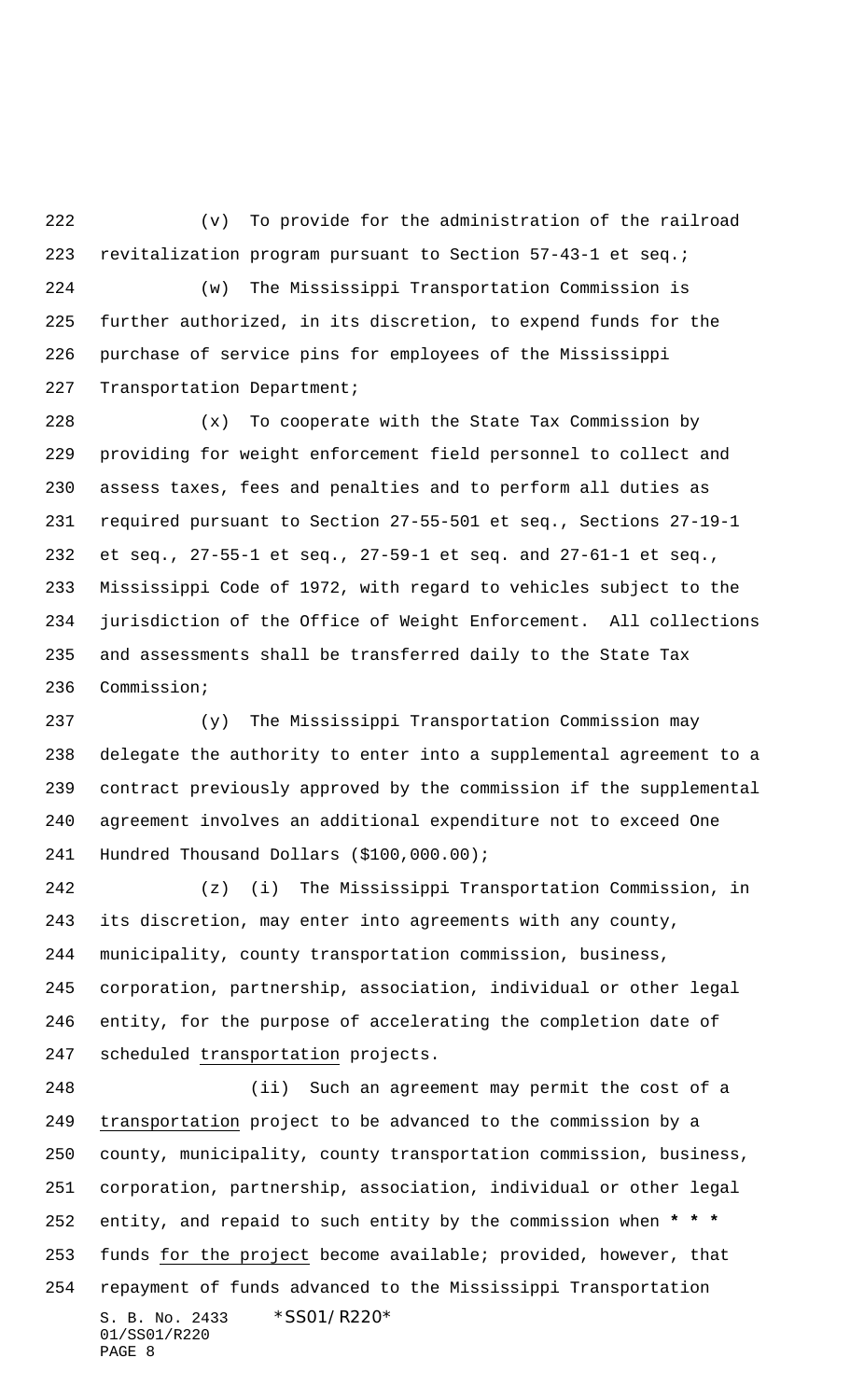(v) To provide for the administration of the railroad revitalization program pursuant to Section 57-43-1 et seq.;

(w) The Mississippi Transportation Commission is further authorized, in its discretion, to expend funds for the purchase of service pins for employees of the Mississippi Transportation Department;

(x) To cooperate with the State Tax Commission by providing for weight enforcement field personnel to collect and assess taxes, fees and penalties and to perform all duties as required pursuant to Section 27-55-501 et seq., Sections 27-19-1 et seq., 27-55-1 et seq., 27-59-1 et seq. and 27-61-1 et seq., Mississippi Code of 1972, with regard to vehicles subject to the jurisdiction of the Office of Weight Enforcement. All collections and assessments shall be transferred daily to the State Tax Commission;

(y) The Mississippi Transportation Commission may delegate the authority to enter into a supplemental agreement to a contract previously approved by the commission if the supplemental agreement involves an additional expenditure not to exceed One Hundred Thousand Dollars ($100,000.00);

(z) (i) The Mississippi Transportation Commission, in its discretion, may enter into agreements with any county, municipality, county transportation commission, business, corporation, partnership, association, individual or other legal entity, for the purpose of accelerating the completion date of scheduled transportation projects.

(ii) Such an agreement may permit the cost of a transportation project to be advanced to the commission by a county, municipality, county transportation commission, business, corporation, partnership, association, individual or other legal entity, and repaid to such entity by the commission when * * * funds for the project become available; provided, however, that repayment of funds advanced to the Mississippi Transportation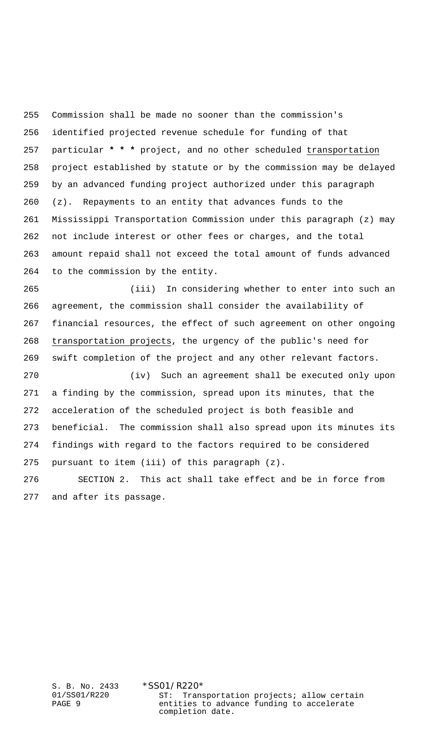Commission shall be made no sooner than the commission's identified projected revenue schedule for funding of that particular * * * project, and no other scheduled transportation project established by statute or by the commission may be delayed by an advanced funding project authorized under this paragraph (z). Repayments to an entity that advances funds to the Mississippi Transportation Commission under this paragraph (z) may not include interest or other fees or charges, and the total amount repaid shall not exceed the total amount of funds advanced to the commission by the entity.

(iii) In considering whether to enter into such an agreement, the commission shall consider the availability of financial resources, the effect of such agreement on other ongoing transportation projects, the urgency of the public's need for swift completion of the project and any other relevant factors.

(iv) Such an agreement shall be executed only upon a finding by the commission, spread upon its minutes, that the acceleration of the scheduled project is both feasible and beneficial. The commission shall also spread upon its minutes its findings with regard to the factors required to be considered pursuant to item (iii) of this paragraph (z).

SECTION 2. This act shall take effect and be in force from and after its passage.

S. B. No. 2433 \*SS01/R220\*
01/SS01/R220
ST: Transportation projects; allow certain entities to advance funding to accelerate completion date.